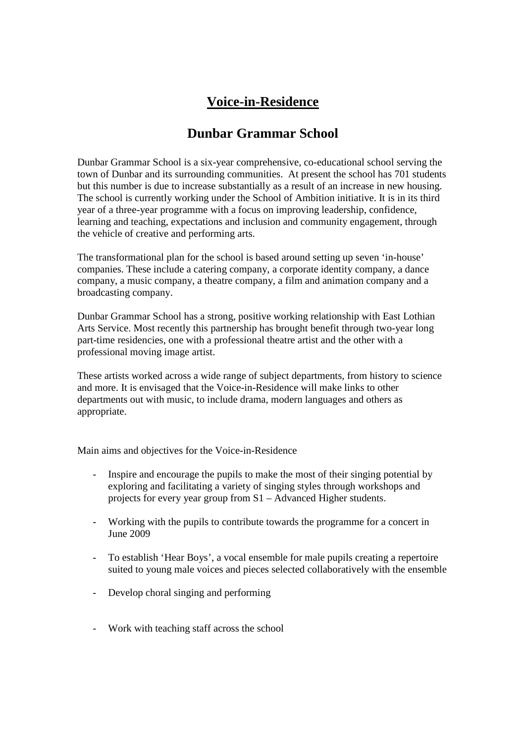# **<u>Voice-in-Residence</u>**

## Dunbar Grammar School

Dunbar Grammar School is a six-year comprehensive, co-educational school serving the town of Dunbar and its surrounding communities. At present the school has 701 students but this number is due to increase substantially as a result of an increase in new housing. The school is currently working under the School of Ambition initiative. It is in its third year of a three-year programme with a focus on improving leadership, confidence, learning and teaching, expectations and inclusion and community engagement, through the vehicle of creative and performing arts.

The transformational plan for the school is based around setting up seven 'in-house' companies. These include a catering company, a corporate identity company, a dance company, a music company, a theatre company, a film and animation company and a broadcasting company.

Dunbar Grammar School has a strong, positive working relationship with East Lothian Arts Service. Most recently this partnership has brought benefit through two-year long part-time residencies, one with a professional theatre artist and the other with a professional moving image artist.

These artists worked across a wide range of subject departments, from history to science and more. It is envisaged that the Voice-in-Residence will make links to other departments out with music, to include drama, modern languages and others as appropriate.

Main aims and objectives for the Voice-in-Residence

- Inspire and encourage the pupils to make the most of their singing potential by exploring and facilitating a variety of singing styles through workshops and projects for every year group from S1 – Advanced Higher students.
- Working with the pupils to contribute towards the programme for a concert in June 2009
- To establish 'Hear Boys', a vocal ensemble for male pupils creating a repertoire suited to young male voices and pieces selected collaboratively with the ensemble
- Develop choral singing and performing
- Work with teaching staff across the school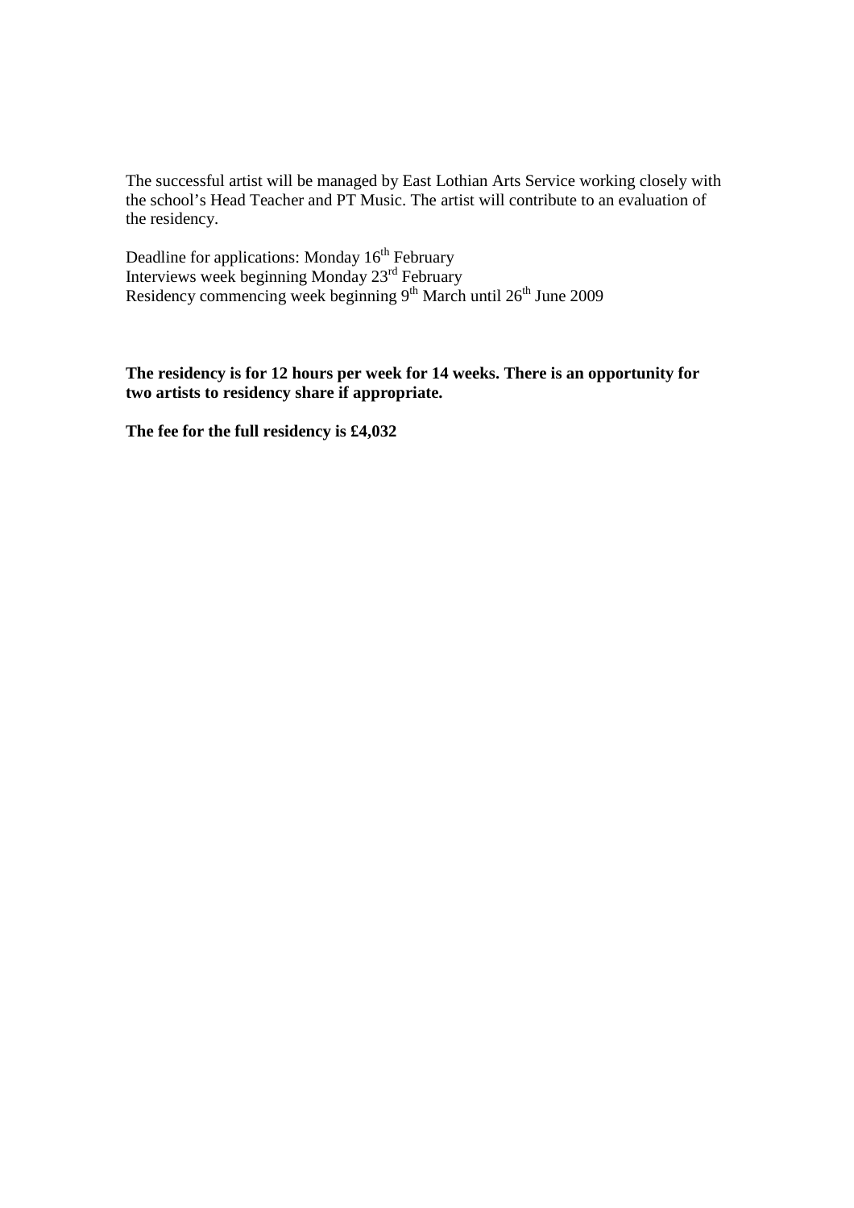The successful artist will be managed by East Lothian Arts Service working closely with the school's Head Teacher and PT Music. The artist will contribute to an evaluation of the residency.

Deadline for applications: Monday 16th February
Interviews week beginning Monday 23rd February
Residency commencing week beginning 9th March until 26th June 2009

**The residency is for 12 hours per week for 14 weeks. There is an opportunity for two artists to residency share if appropriate.**

**The fee for the full residency is £4,032**